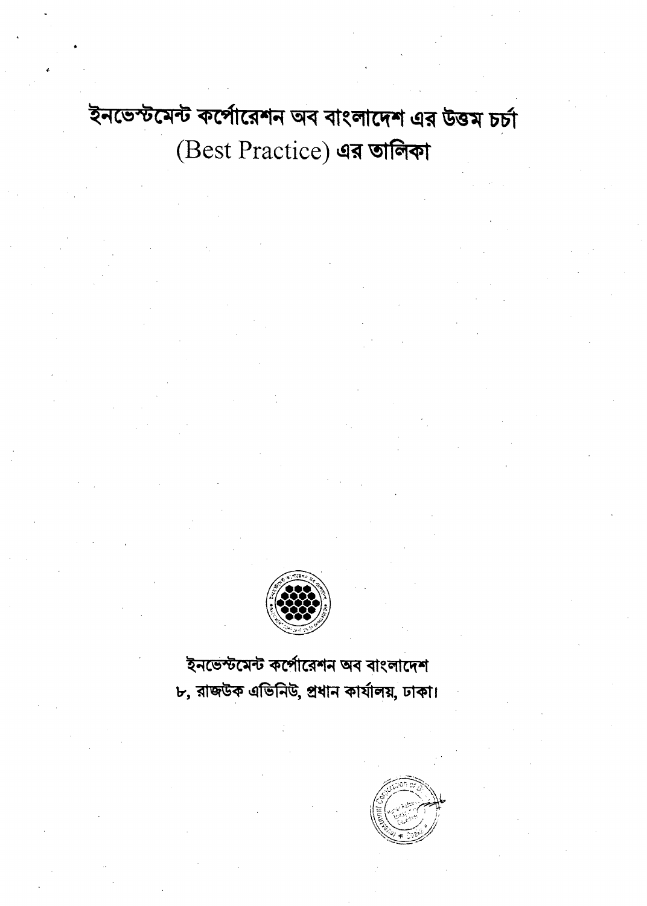# ইনভেস্টমেন্ট কর্পোরেশন অব বাংলাদেশ এর উত্তম চর্চা (Best Practice) এর তালিকা

ইনভেস্টমেন্ট কর্পোরেশন অব বাংলাদেশ
৮, রাজউক এভিনিউ, প্রধান কার্যালয়, ঢাকা।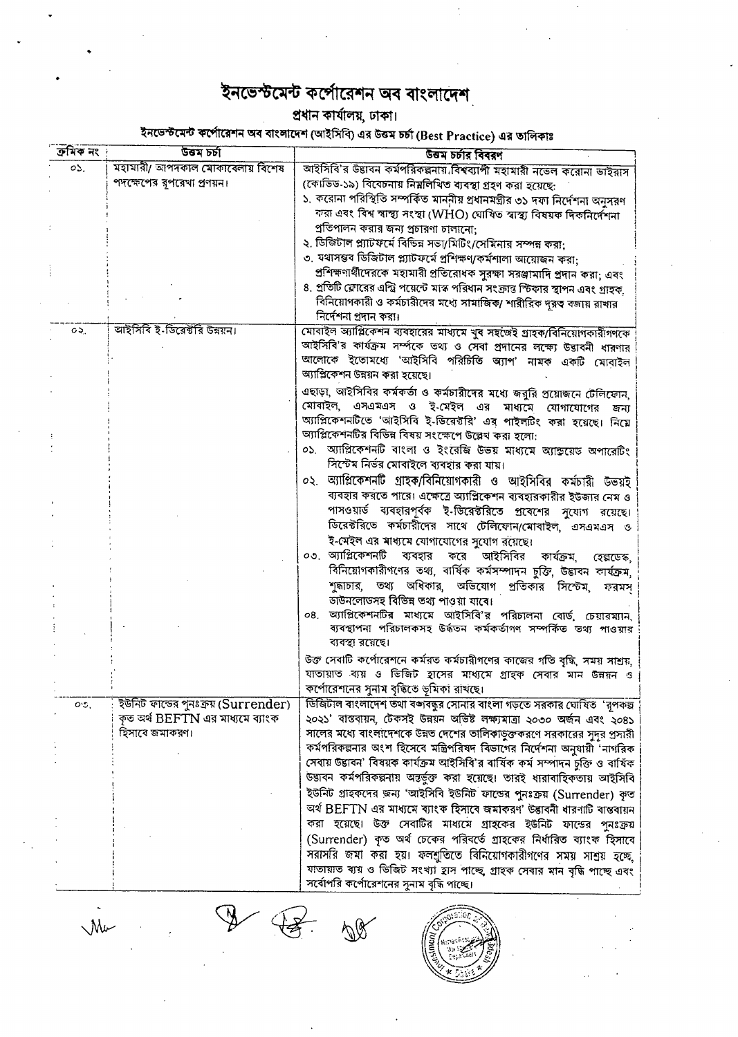# ইনভেস্টমেন্ট কর্পোরেশন অব বাংলাদেশ

## প্রধান কার্যালয়, ঢাকা।

### ইনভেস্টমেন্ট কর্পোরেশন অব বাংলাদেশ (আইসিবি) এর উত্তম চর্চা (Best Practice) এর তালিকাঃ

| ক্রমিক নং | উত্তম চর্চা | উত্তম চর্চার বিবরণ |
|---|---|---|
| ০১. | মহামারী/ আপদকাল মোকাবেলায় বিশেষ পদক্ষেপের রূপরেখা প্রণয়ন। | আইসিবি'র উদ্ভাবন কর্মপরিকল্পনায়,বিশ্বব্যাপী মহামারী নভেল করোনা ভাইরাস (কোভিড-১৯) বিবেচনায় নিম্নলিখিত ব্যবস্থা গ্রহণ করা হয়েছে:<br>১. করোনা পরিস্থিতি সম্পর্কিত মাননীয় প্রধানমন্ত্রীর ৩১ দফা নির্দেশনা অনুসরণ করা এবং বিশ্ব স্বাস্থ্য সংস্থা (WHO) ঘোষিত স্বাস্থ্য বিষয়ক দিকনির্দেশনা প্রতিপালন করার জন্য প্রচারণা চালানো;<br>২. ডিজিটাল প্ল্যাটফর্মে বিভিন্ন সভা/মিটিং/সেমিনার সম্পন্ন করা;<br>৩. যথাসম্ভব ডিজিটাল প্ল্যাটফর্মে প্রশিক্ষণ/কর্মশালা আয়োজন করা; প্রশিক্ষণার্থীদেরকে মহামারী প্রতিরোধক সুরক্ষা সরঞ্জামাদি প্রদান করা; এবং<br>৪. প্রতিটি ফ্লোরের এন্ট্রি পয়েন্টে মাস্ক পরিধান সংক্রান্ত স্টিকার স্থাপন এবং গ্রাহক, বিনিয়োগকারী ও কর্মচারীদের মধ্যে সামাজিক/ শারীরিক দূরত্ব বজায় রাখার নির্দেশনা প্রদান করা। |
| ০২. | আইসিবি ই-ডিরেক্টরি উন্নয়ন। | মোবাইল অ্যাপ্লিকেশন ব্যবহারের মাধ্যমে খুব সহজেই গ্রাহক/বিনিয়োগকারীগণকে আইসিবি'র কার্যক্রম সম্পর্কে তথ্য ও সেবা প্রদানের লক্ষ্যে উদ্ভাবনী ধারণার আলোকে ইতোমধ্যে 'আইসিবি পরিচিতি অ্যাপ' নামক একটি মোবাইল অ্যাপ্লিকেশন উন্নয়ন করা হয়েছে।<br>এছাড়া, আইসিবির কর্মকর্তা ও কর্মচারীদের মধ্যে জরুরি প্রয়োজনে টেলিফোন, মোবাইল, এসএমএস ও ই-মেইল এর মাধ্যমে যোগাযোগের জন্য অ্যাপ্লিকেশনটিতে 'আইসিবি ই-ডিরেক্টরি' এর পাইলটিং করা হয়েছে। নিম্নে অ্যাপ্লিকেশনটির বিভিন্ন বিষয় সংক্ষেপে উল্লেখ করা হলো:<br>০১. অ্যাপ্লিকেশনটি বাংলা ও ইংরেজি উভয় মাধ্যমে অ্যান্ড্রয়েড অপারেটিং সিস্টেম নির্ভর মোবাইলে ব্যবহার করা যায়।<br>০২. অ্যাপ্লিকেশনটি গ্রাহক/বিনিয়োগকারী ও আইসিবির কর্মচারী উভয়ই ব্যবহার করতে পারে। এক্ষেত্রে অ্যাপ্লিকেশন ব্যবহারকারীর ইউজার নেম ও পাসওয়ার্ড ব্যবহারপূর্বক ই-ডিরেক্টরিতে প্রবেশের সুযোগ রয়েছে। ডিরেক্টরিতে কর্মচারীদের সাথে টেলিফোন/মোবাইল, এসএমএস ও ই-মেইল এর মাধ্যমে যোগাযোগের সুযোগ রয়েছে।<br>০৩. অ্যাপ্লিকেশনটি ব্যবহার করে আইসিবির কার্যক্রম, হেল্পডেস্ক, বিনিয়োগকারীগণের তথ্য, বার্ষিক কর্মসম্পাদন চুক্তি, উদ্ভাবন কার্যক্রম, শুদ্ধাচার, তথ্য অধিকার, অভিযোগ প্রতিকার সিস্টেম, ফরমস্ ডাউনলোডসহ বিভিন্ন তথ্য পাওয়া যাবে।<br>০৪. অ্যাপ্লিকেশনটির মাধ্যমে আইসিবি'র পরিচালনা বোর্ড, চেয়ারম্যান, ব্যবস্থাপনা পরিচালকসহ উর্ধ্বতন কর্মকর্তাগণ সম্পর্কিত তথ্য পাওয়ার ব্যবস্থা রয়েছে।<br>উক্ত সেবাটি কর্পোরেশনে কর্মরত কর্মচারীগণের কাজের গতি বৃদ্ধি, সময় সাশ্রয়, যাতায়াত ব্যয় ও ভিজিট হ্রাসের মাধ্যমে গ্রাহক সেবার মান উন্নয়ন ও কর্পোরেশনের সুনাম বৃদ্ধিতে ভূমিকা রাখছে। |
| ০৩. | ইউনিট ফান্ডের পুনঃক্রয় (Surrender) কৃত অর্থ BEFTN এর মাধ্যমে ব্যাংক হিসাবে জমাকরণ। | ডিজিটাল বাংলাদেশ তথা বঙ্গবন্ধুর সোনার বাংলা গড়তে সরকার ঘোষিত 'রূপকল্প ২০২১' বাস্তবায়ন, টেকসই উন্নয়ন অভিষ্ট লক্ষ্যমাত্রা ২০৩০ অর্জন এবং ২০৪১ সালের মধ্যে বাংলাদেশকে উন্নত দেশের তালিকাভুক্তকরণে সরকারের সুদূর প্রসারী কর্মপরিকল্পনার অংশ হিসেবে মন্ত্রিপরিষদ বিভাগের নির্দেশনা অনুযায়ী 'নাগরিক সেবায় উদ্ভাবন' বিষয়ক কার্যক্রম আইসিবি'র বার্ষিক কর্ম সম্পাদন চুক্তি ও বার্ষিক উদ্ভাবন কর্মপরিকল্পনায় অন্তর্ভুক্ত করা হয়েছে। তারই ধারাবাহিকতায় আইসিবি ইউনিট গ্রাহকদের জন্য 'আইসিবি ইউনিট ফান্ডের পুনঃক্রয় (Surrender) কৃত অর্থ BEFTN এর মাধ্যমে ব্যাংক হিসাবে জমাকরণ' উদ্ভাবনী ধারণাটি বাস্তবায়ন করা হয়েছে। উক্ত সেবাটির মাধ্যমে গ্রাহকের ইউনিট ফান্ডের পুনঃক্রয় (Surrender) কৃত অর্থ চেকের পরিবর্তে গ্রাহকের নির্ধারিত ব্যাংক হিসাবে সরাসরি জমা করা হয়। ফলশ্রুতিতে বিনিয়োগকারীগণের সময় সাশ্রয় হচ্ছে, যাতায়াত ব্যয় ও ভিজিট সংখ্যা হ্রাস পাচ্ছে, গ্রাহক সেবার মান বৃদ্ধি পাচ্ছে এবং সর্বোপরি কর্পোরেশনের সুনাম বৃদ্ধি পাচ্ছে। |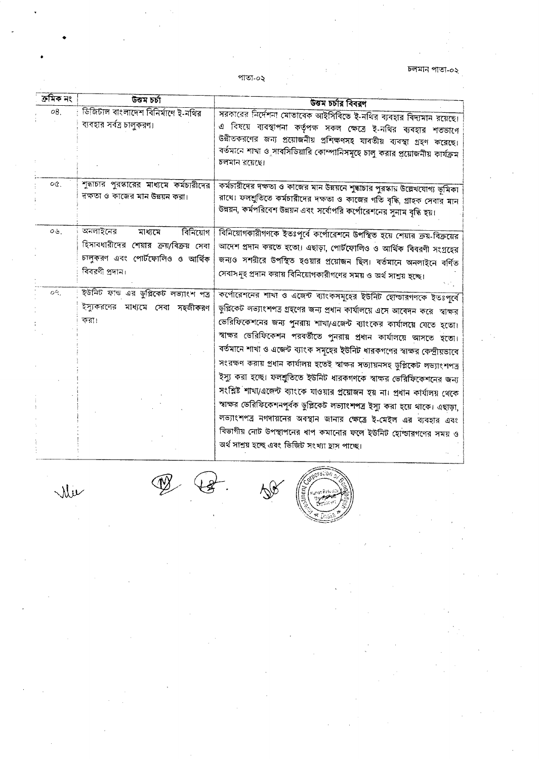| ক্রমিক নং | উত্তম চর্চা | উত্তম চর্চার বিবরণ |
| --- | --- | --- |
| ০৪. | ডিজিটাল বাংলাদেশ বিনির্মাণে ই-নথির ব্যবহার সর্বত্র চালুকরণ। | সরকারের নির্দেশনা মোতাবেক আইসিবিতে ই-নথির ব্যবহার বিদ্যমান রয়েছে। এ বিষয়ে ব্যবস্থাপনা কর্তৃপক্ষ সকল ক্ষেত্রে ই-নথির ব্যবহার শতভাগে উন্নীতকরণের জন্য প্রয়োজনীয় প্রশিক্ষণসহ যাবতীয় ব্যবস্থা গ্রহণ করেছে। বর্তমানে শাখা ও সাবসিডিয়ারি কোম্পানিসমূহে চালু করার প্রয়োজনীয় কার্যক্রম চলমান রয়েছে। |
| ০৫. | শুদ্ধাচার পুরস্কারের মাধ্যমে কর্মচারীদের দক্ষতা ও কাজের মান উন্নয়ন করা। | কর্মচারীদের দক্ষতা ও কাজের মান উন্নয়নে শুদ্ধাচার পুরস্কার উল্লেখযোগ্য ভূমিকা রাখে। ফলশ্রুতিতে কর্মচারীদের দক্ষতা ও কাজের গতি বৃদ্ধি, গ্রাহক সেবার মান উন্নয়ন, কর্মপরিবেশ উন্নয়ন এবং সর্বোপরি কর্পোরেশনের সুনাম বৃদ্ধি হয়। |
| ০৬. | অনলাইনের মাধ্যমে বিনিয়োগ হিসাবধারীদের শেয়ার ক্রয়/বিক্রয় সেবা চালুকরণ এবং পোর্টফোলিও ও আর্থিক বিবরণী প্রদান। | বিনিয়োগকারীগণকে ইতঃপূর্বে কর্পোরেশনে উপস্থিত হয়ে শেয়ার ক্রয়-বিক্রয়ের আদেশ প্রদান করতে হতো। এছাড়া, পোর্টফোলিও ও আর্থিক বিবরণী সংগ্রহের জন্যও সশরীরে উপস্থিত হওয়ার প্রয়োজন ছিল। বর্তমানে অনলাইনে বর্ণিত সেবাসমূহ প্রদান করায় বিনিয়োগকারীগণের সময় ও অর্থ সাশ্রয় হচ্ছে। |
| ০৭. | ইউনিট ফান্ড এর ডুপ্লিকেট লভ্যাংশ পত্র ইস্যুকরণের মাধ্যমে সেবা সহজীকরণ করা। | কর্পোরেশনের শাখা ও এজেন্ট ব্যাংকসমূহের ইউনিট হোল্ডারগণকে ইতঃপূর্বে ডুপ্লিকেট লভ্যাংশপত্র গ্রহণের জন্য প্রধান কার্যালয়ে এসে আবেদন করে স্বাক্ষর ভেরিফিকেশনের জন্য পুনরায় শাখা/এজেন্ট ব্যাংকের কার্যালয়ে যেতে হতো। স্বাক্ষর ভেরিফিকেশন পরবর্তীতে পুনরায় প্রধান কার্যালয়ে আসতে হতো। বর্তমানে শাখা ও এজেন্ট ব্যাংক সমূহের ইউনিট ধারকগণের স্বাক্ষর কেন্দ্রীয়ভাবে সংরক্ষণ করায় প্রধান কার্যালয় হতেই স্বাক্ষর সত্যায়নসহ ডুপ্লিকেট লভ্যাংশপত্র ইস্যু করা হচ্ছে। ফলশ্রুতিতে ইউনিট ধারকগণকে স্বাক্ষর ভেরিফিকেশনের জন্য সংশ্লিষ্ট শাখা/এজেন্ট ব্যাংকে যাওয়ার প্রয়োজন হয় না। প্রধান কার্যালয় থেকে স্বাক্ষর ভেরিফিকেশনপূর্বক ডুপ্লিকেট লভ্যাংশপত্র ইস্যু করা হয়ে থাকে। এছাড়া, লভ্যাংশপত্র নগদায়নের অবস্থান জানার ক্ষেত্রে ই-মেইল এর ব্যবহার এবং বিভাগীয় নোট উপস্থাপনের ধাপ কমানোর ফলে ইউনিট হোল্ডারগণের সময় ও অর্থ সাশ্রয় হচ্ছে এবং ভিজিট সংখ্যা হ্রাস পাচ্ছে। |